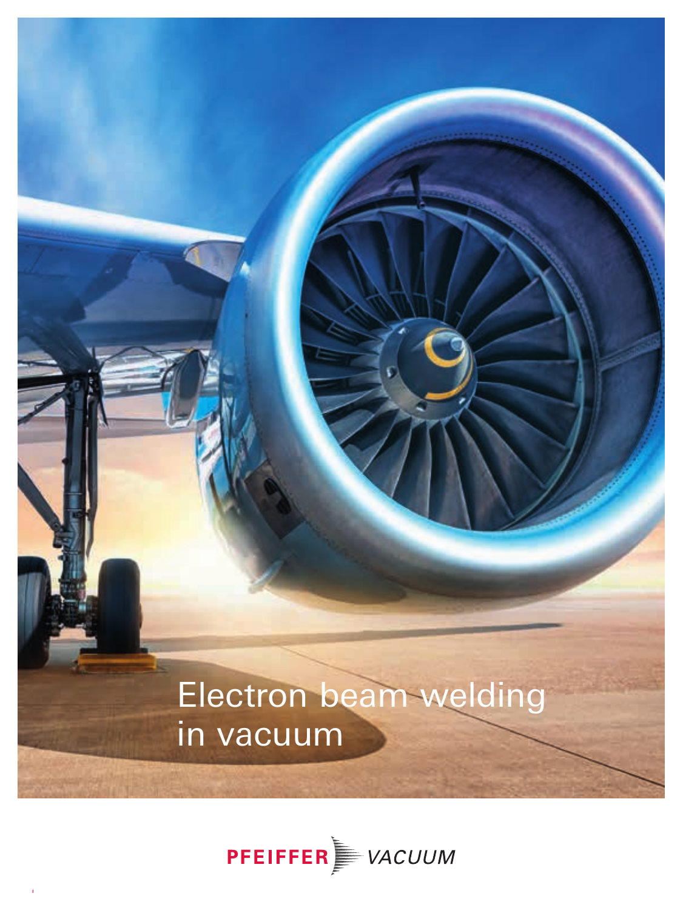# Electron beam welding in vacuum

PFEIFFER VACUUM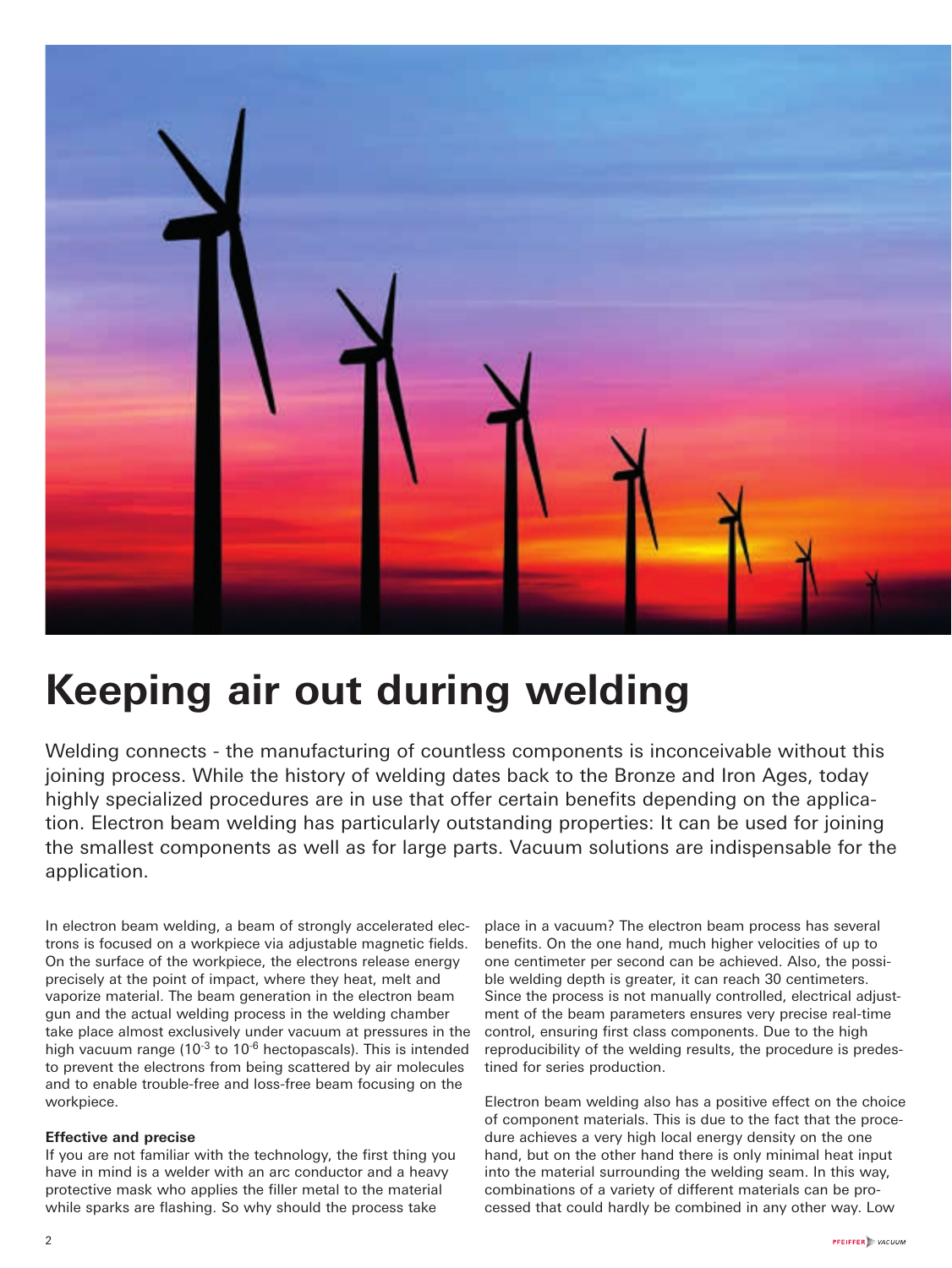# Keeping air out during welding

Welding connects - the manufacturing of countless components is inconceivable without this joining process. While the history of welding dates back to the Bronze and Iron Ages, today highly specialized procedures are in use that offer certain benefits depending on the application. Electron beam welding has particularly outstanding properties: It can be used for joining the smallest components as well as for large parts. Vacuum solutions are indispensable for the application.

In electron beam welding, a beam of strongly accelerated electrons is focused on a workpiece via adjustable magnetic fields. On the surface of the workpiece, the electrons release energy precisely at the point of impact, where they heat, melt and vaporize material. The beam generation in the electron beam gun and the actual welding process in the welding chamber take place almost exclusively under vacuum at pressures in the high vacuum range ($10^{-3}$ to $10^{-6}$ hectopascals). This is intended to prevent the electrons from being scattered by air molecules and to enable trouble-free and loss-free beam focusing on the workpiece.

**Effective and precise**

If you are not familiar with the technology, the first thing you have in mind is a welder with an arc conductor and a heavy protective mask who applies the filler metal to the material while sparks are flashing. So why should the process take place in a vacuum? The electron beam process has several benefits. On the one hand, much higher velocities of up to one centimeter per second can be achieved. Also, the possible welding depth is greater, it can reach 30 centimeters. Since the process is not manually controlled, electrical adjustment of the beam parameters ensures very precise real-time control, ensuring first class components. Due to the high reproducibility of the welding results, the procedure is predestined for series production.

Electron beam welding also has a positive effect on the choice of component materials. This is due to the fact that the procedure achieves a very high local energy density on the one hand, but on the other hand there is only minimal heat input into the material surrounding the welding seam. In this way, combinations of a variety of different materials can be processed that could hardly be combined in any other way. Low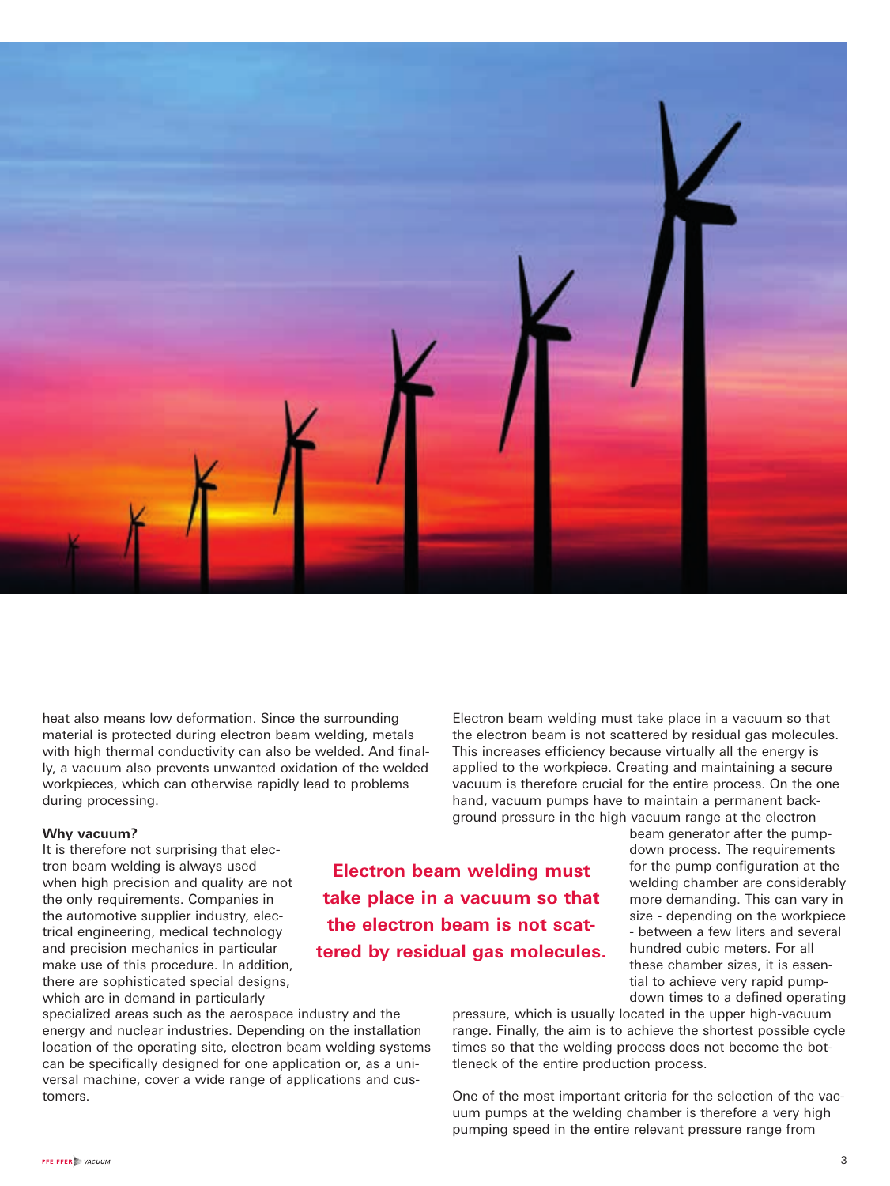heat also means low deformation. Since the surrounding material is protected during electron beam welding, metals with high thermal conductivity can also be welded. And finally, a vacuum also prevents unwanted oxidation of the welded workpieces, which can otherwise rapidly lead to problems during processing.

**Why vacuum?**

It is therefore not surprising that electron beam welding is always used when high precision and quality are not the only requirements. Companies in the automotive supplier industry, electrical engineering, medical technology and precision mechanics in particular make use of this procedure. In addition, there are sophisticated special designs, which are in demand in particularly specialized areas such as the aerospace industry and the energy and nuclear industries. Depending on the installation location of the operating site, electron beam welding systems can be specifically designed for one application or, as a universal machine, cover a wide range of applications and customers.

**Electron beam welding must take place in a vacuum so that the electron beam is not scattered by residual gas molecules.**

Electron beam welding must take place in a vacuum so that the electron beam is not scattered by residual gas molecules. This increases efficiency because virtually all the energy is applied to the workpiece. Creating and maintaining a secure vacuum is therefore crucial for the entire process. On the one hand, vacuum pumps have to maintain a permanent background pressure in the high vacuum range at the electron beam generator after the pump-down process. The requirements for the pump configuration at the welding chamber are considerably more demanding. This can vary in size - depending on the workpiece - between a few liters and several hundred cubic meters. For all these chamber sizes, it is essential to achieve very rapid pump-down times to a defined operating pressure, which is usually located in the upper high-vacuum range. Finally, the aim is to achieve the shortest possible cycle times so that the welding process does not become the bottleneck of the entire production process.

One of the most important criteria for the selection of the vacuum pumps at the welding chamber is therefore a very high pumping speed in the entire relevant pressure range from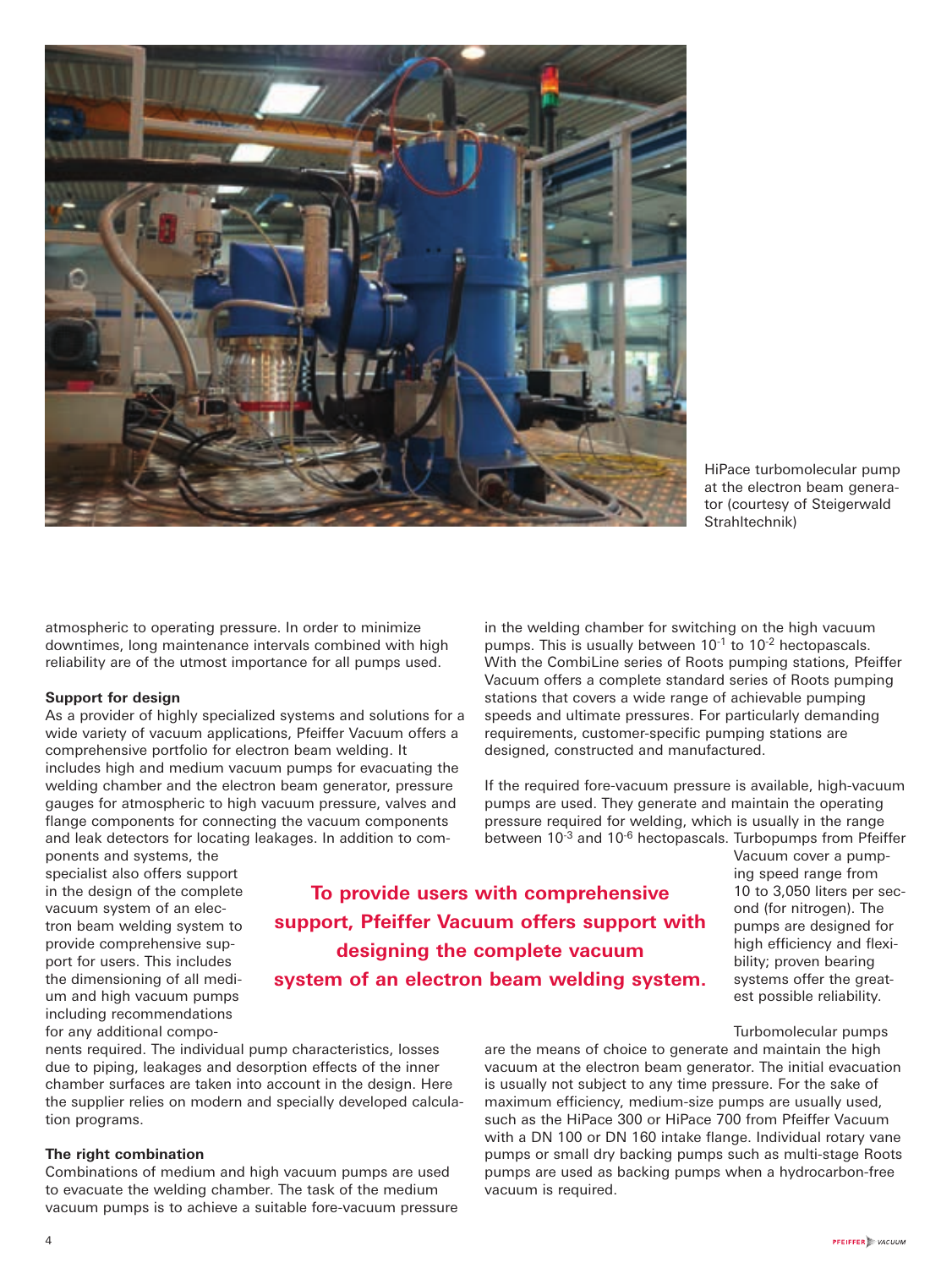HiPace turbomolecular pump at the electron beam generator (courtesy of Steigerwald Strahltechnik)

atmospheric to operating pressure. In order to minimize downtimes, long maintenance intervals combined with high reliability are of the utmost importance for all pumps used.

**Support for design**

As a provider of highly specialized systems and solutions for a wide variety of vacuum applications, Pfeiffer Vacuum offers a comprehensive portfolio for electron beam welding. It includes high and medium vacuum pumps for evacuating the welding chamber and the electron beam generator, pressure gauges for atmospheric to high vacuum pressure, valves and flange components for connecting the vacuum components and leak detectors for locating leakages. In addition to components and systems, the specialist also offers support in the design of the complete vacuum system of an electron beam welding system to provide comprehensive support for users. This includes the dimensioning of all medium and high vacuum pumps including recommendations for any additional components required. The individual pump characteristics, losses due to piping, leakages and desorption effects of the inner chamber surfaces are taken into account in the design. Here the supplier relies on modern and specially developed calculation programs.

**The right combination**

Combinations of medium and high vacuum pumps are used to evacuate the welding chamber. The task of the medium vacuum pumps is to achieve a suitable fore-vacuum pressure in the welding chamber for switching on the high vacuum pumps. This is usually between $10^{-1}$ to $10^{-2}$ hectopascals. With the CombiLine series of Roots pumping stations, Pfeiffer Vacuum offers a complete standard series of Roots pumping stations that covers a wide range of achievable pumping speeds and ultimate pressures. For particularly demanding requirements, customer-specific pumping stations are designed, constructed and manufactured.

If the required fore-vacuum pressure is available, high-vacuum pumps are used. They generate and maintain the operating pressure required for welding, which is usually in the range between $10^{-3}$ and $10^{-6}$ hectopascals. Turbopumps from Pfeiffer Vacuum cover a pumping speed range from 10 to 3,050 liters per second (for nitrogen). The pumps are designed for high efficiency and flexibility; proven bearing systems offer the greatest possible reliability.

**To provide users with comprehensive support, Pfeiffer Vacuum offers support with designing the complete vacuum system of an electron beam welding system.**

Turbomolecular pumps are the means of choice to generate and maintain the high vacuum at the electron beam generator. The initial evacuation is usually not subject to any time pressure. For the sake of maximum efficiency, medium-size pumps are usually used, such as the HiPace 300 or HiPace 700 from Pfeiffer Vacuum with a DN 100 or DN 160 intake flange. Individual rotary vane pumps or small dry backing pumps such as multi-stage Roots pumps are used as backing pumps when a hydrocarbon-free vacuum is required.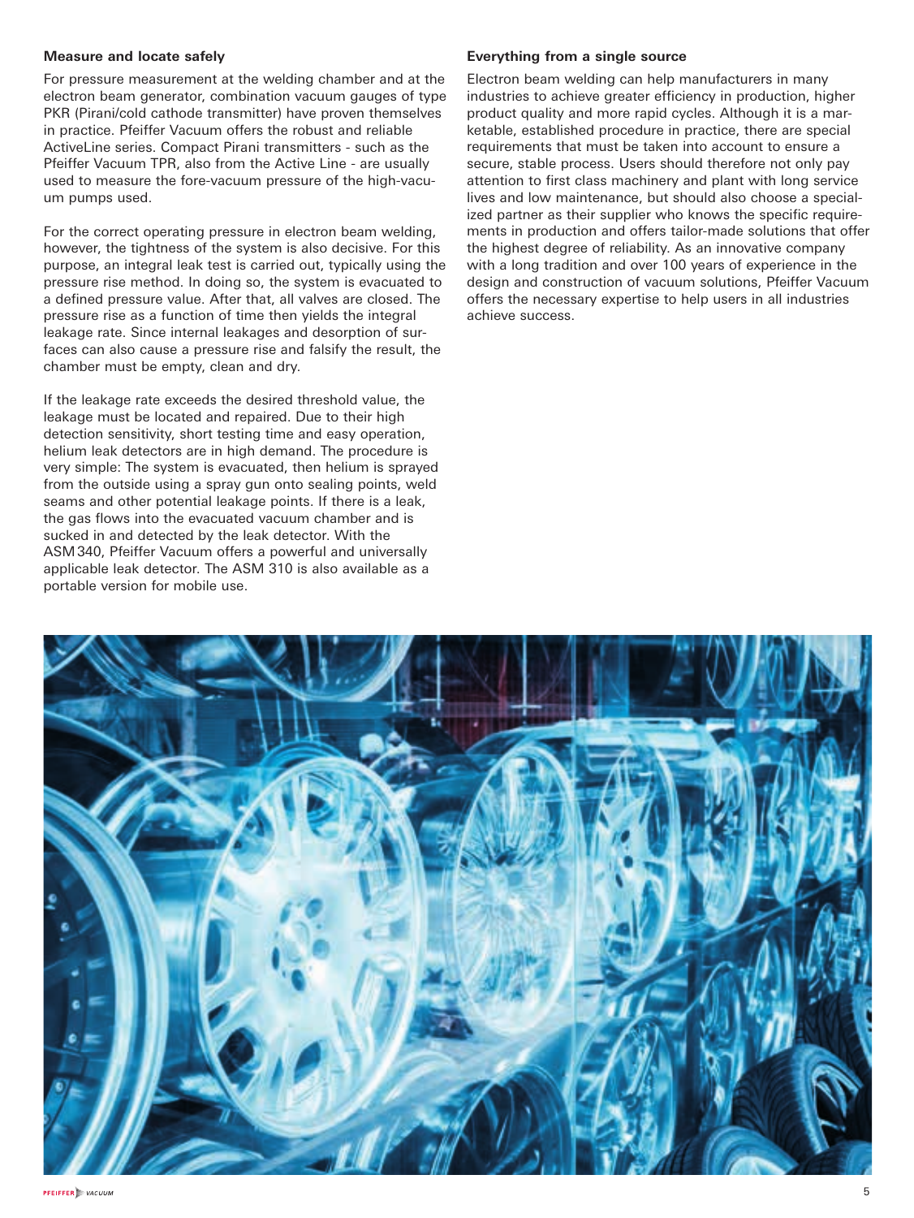### Measure and locate safely

For pressure measurement at the welding chamber and at the electron beam generator, combination vacuum gauges of type PKR (Pirani/cold cathode transmitter) have proven themselves in practice. Pfeiffer Vacuum offers the robust and reliable ActiveLine series. Compact Pirani transmitters - such as the Pfeiffer Vacuum TPR, also from the Active Line - are usually used to measure the fore-vacuum pressure of the high-vacuum pumps used.

For the correct operating pressure in electron beam welding, however, the tightness of the system is also decisive. For this purpose, an integral leak test is carried out, typically using the pressure rise method. In doing so, the system is evacuated to a defined pressure value. After that, all valves are closed. The pressure rise as a function of time then yields the integral leakage rate. Since internal leakages and desorption of surfaces can also cause a pressure rise and falsify the result, the chamber must be empty, clean and dry.

If the leakage rate exceeds the desired threshold value, the leakage must be located and repaired. Due to their high detection sensitivity, short testing time and easy operation, helium leak detectors are in high demand. The procedure is very simple: The system is evacuated, then helium is sprayed from the outside using a spray gun onto sealing points, weld seams and other potential leakage points. If there is a leak, the gas flows into the evacuated vacuum chamber and is sucked in and detected by the leak detector. With the ASM 340, Pfeiffer Vacuum offers a powerful and universally applicable leak detector. The ASM 310 is also available as a portable version for mobile use.

### Everything from a single source

Electron beam welding can help manufacturers in many industries to achieve greater efficiency in production, higher product quality and more rapid cycles. Although it is a marketable, established procedure in practice, there are special requirements that must be taken into account to ensure a secure, stable process. Users should therefore not only pay attention to first class machinery and plant with long service lives and low maintenance, but should also choose a specialized partner as their supplier who knows the specific requirements in production and offers tailor-made solutions that offer the highest degree of reliability. As an innovative company with a long tradition and over 100 years of experience in the design and construction of vacuum solutions, Pfeiffer Vacuum offers the necessary expertise to help users in all industries achieve success.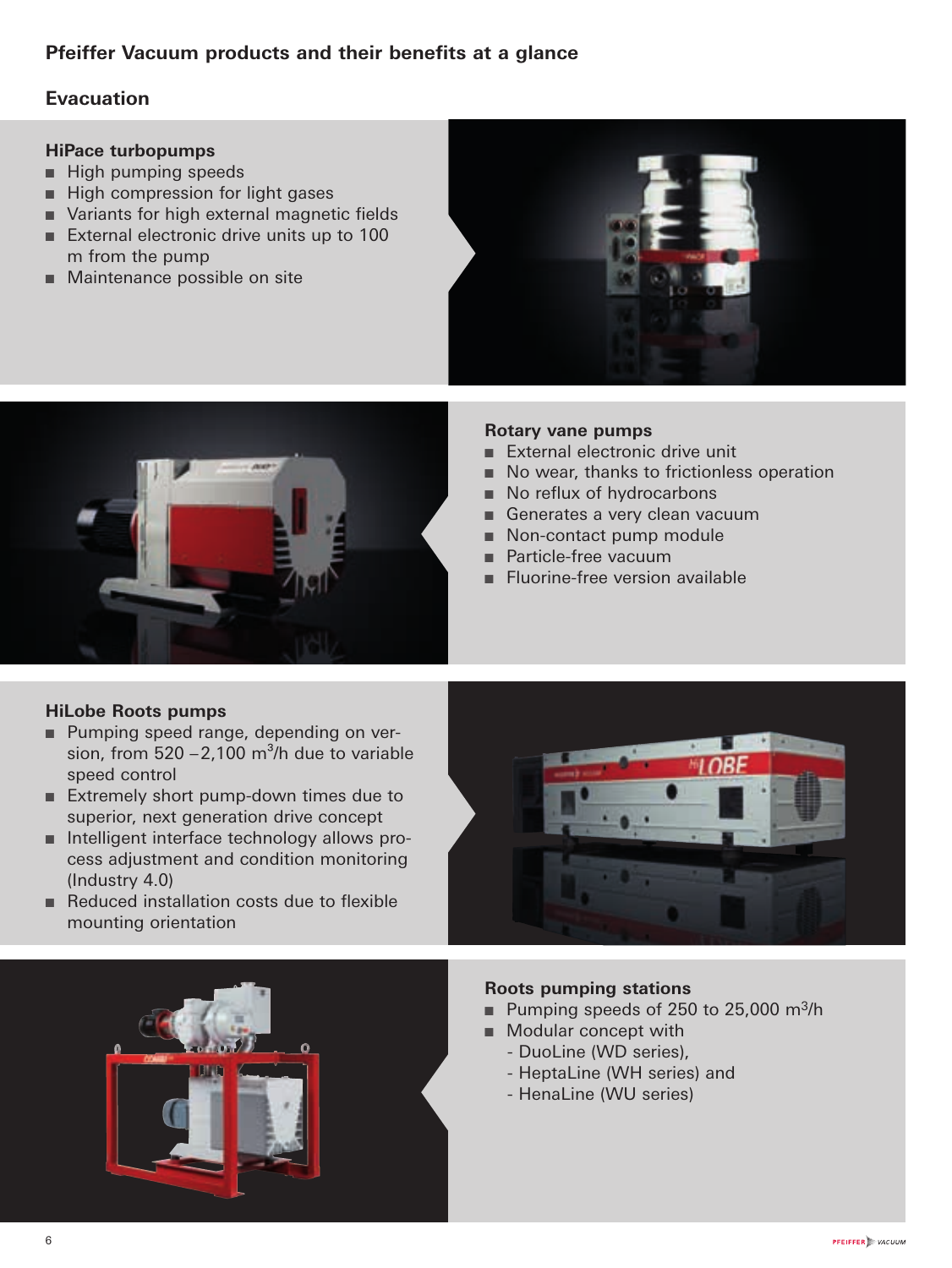## Pfeiffer Vacuum products and their benefits at a glance

### Evacuation

**HiPace turbopumps**

- High pumping speeds
- High compression for light gases
- Variants for high external magnetic fields
- External electronic drive units up to 100 m from the pump
- Maintenance possible on site

**Rotary vane pumps**

- External electronic drive unit
- No wear, thanks to frictionless operation
- No reflux of hydrocarbons
- Generates a very clean vacuum
- Non-contact pump module
- Particle-free vacuum
- Fluorine-free version available

**HiLobe Roots pumps**

- Pumping speed range, depending on version, from 520 – 2,100 $m^3/h$ due to variable speed control
- Extremely short pump-down times due to superior, next generation drive concept
- Intelligent interface technology allows process adjustment and condition monitoring (Industry 4.0)
- Reduced installation costs due to flexible mounting orientation

**Roots pumping stations**

- Pumping speeds of 250 to 25,000 $m^3/h$
- Modular concept with
  - DuoLine (WD series),
  - HeptaLine (WH series) and
  - HenaLine (WU series)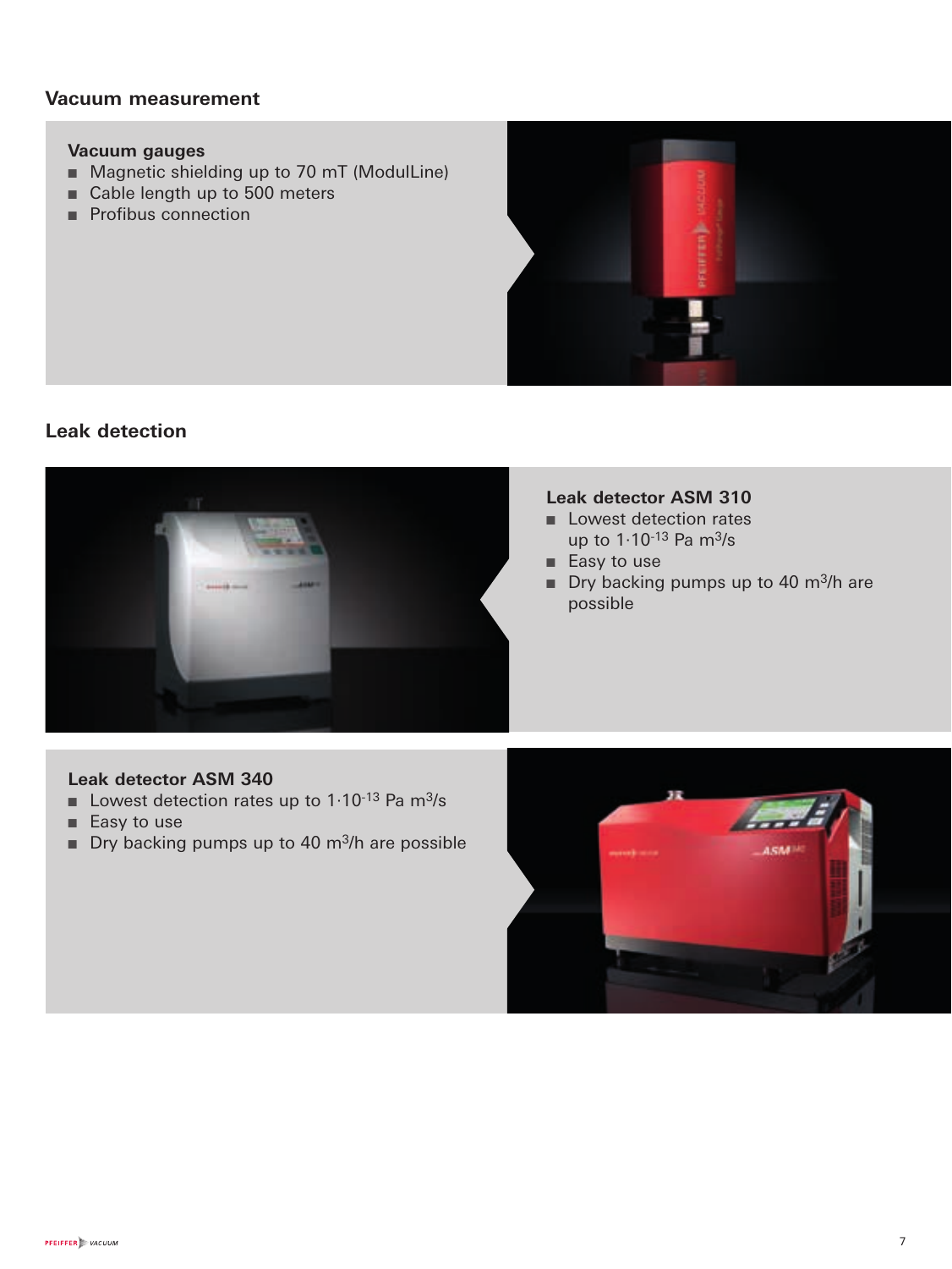## Vacuum measurement

### Vacuum gauges

- Magnetic shielding up to 70 mT (ModulLine)
- Cable length up to 500 meters
- Profibus connection

## Leak detection

### Leak detector ASM 310

- Lowest detection rates up to $1 \cdot 10^{-13}$ Pa $m^3/s$
- Easy to use
- Dry backing pumps up to 40 $m^3/h$ are possible

### Leak detector ASM 340

- Lowest detection rates up to $1 \cdot 10^{-13}$ Pa $m^3/s$
- Easy to use
- Dry backing pumps up to 40 $m^3/h$ are possible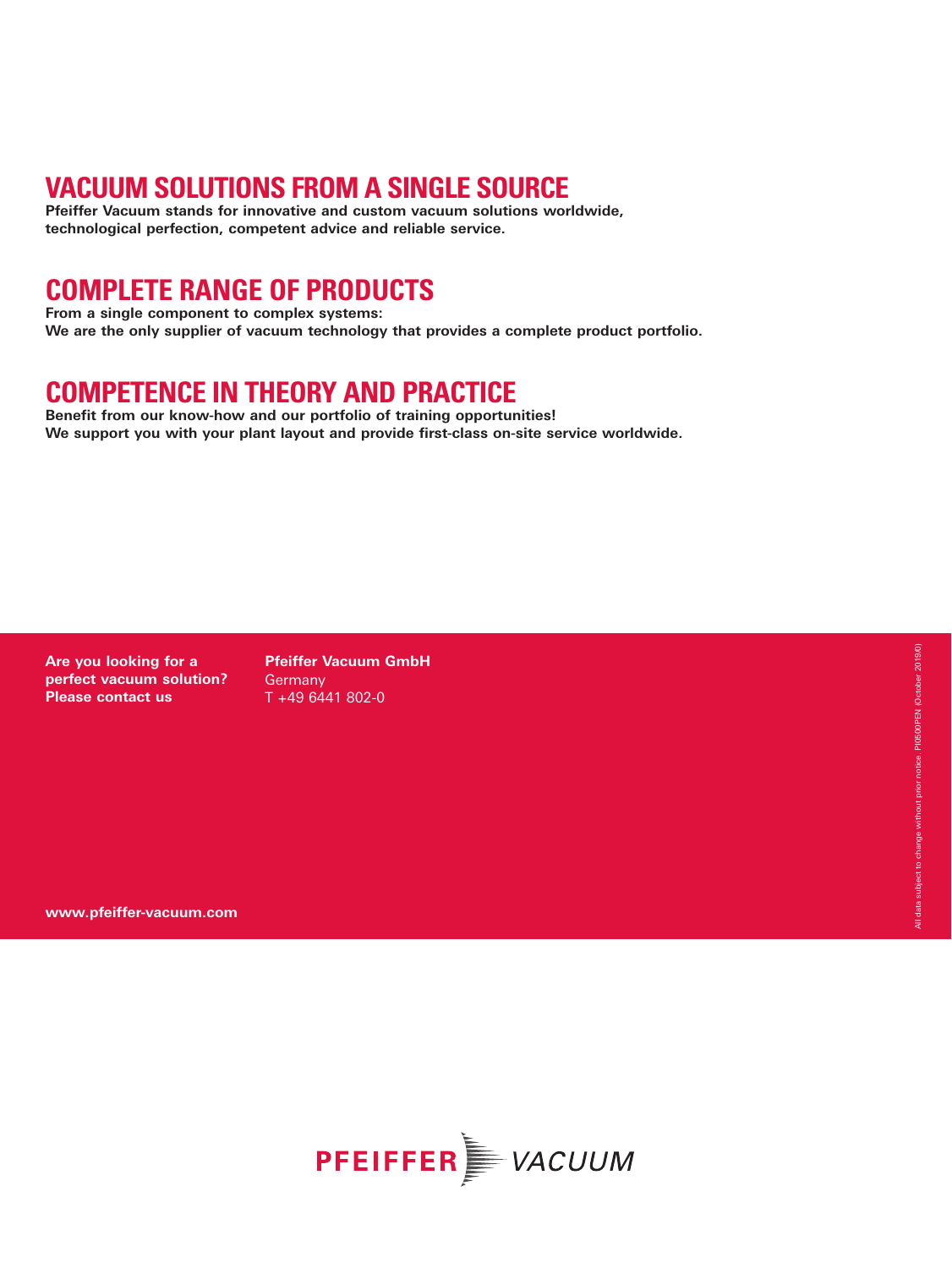## VACUUM SOLUTIONS FROM A SINGLE SOURCE

**Pfeiffer Vacuum stands for innovative and custom vacuum solutions worldwide, technological perfection, competent advice and reliable service.**

## COMPLETE RANGE OF PRODUCTS

**From a single component to complex systems:**
**We are the only supplier of vacuum technology that provides a complete product portfolio.**

## COMPETENCE IN THEORY AND PRACTICE

**Benefit from our know-how and our portfolio of training opportunities!**
**We support you with your plant layout and provide first-class on-site service worldwide.**

**Are you looking for a perfect vacuum solution? Please contact us**

**Pfeiffer Vacuum GmbH**
Germany
T +49 6441 802-0

**www.pfeiffer-vacuum.com**

All data subject to change without prior notice. PI0500PEN (October 2019/0)

PFEIFFER VACUUM